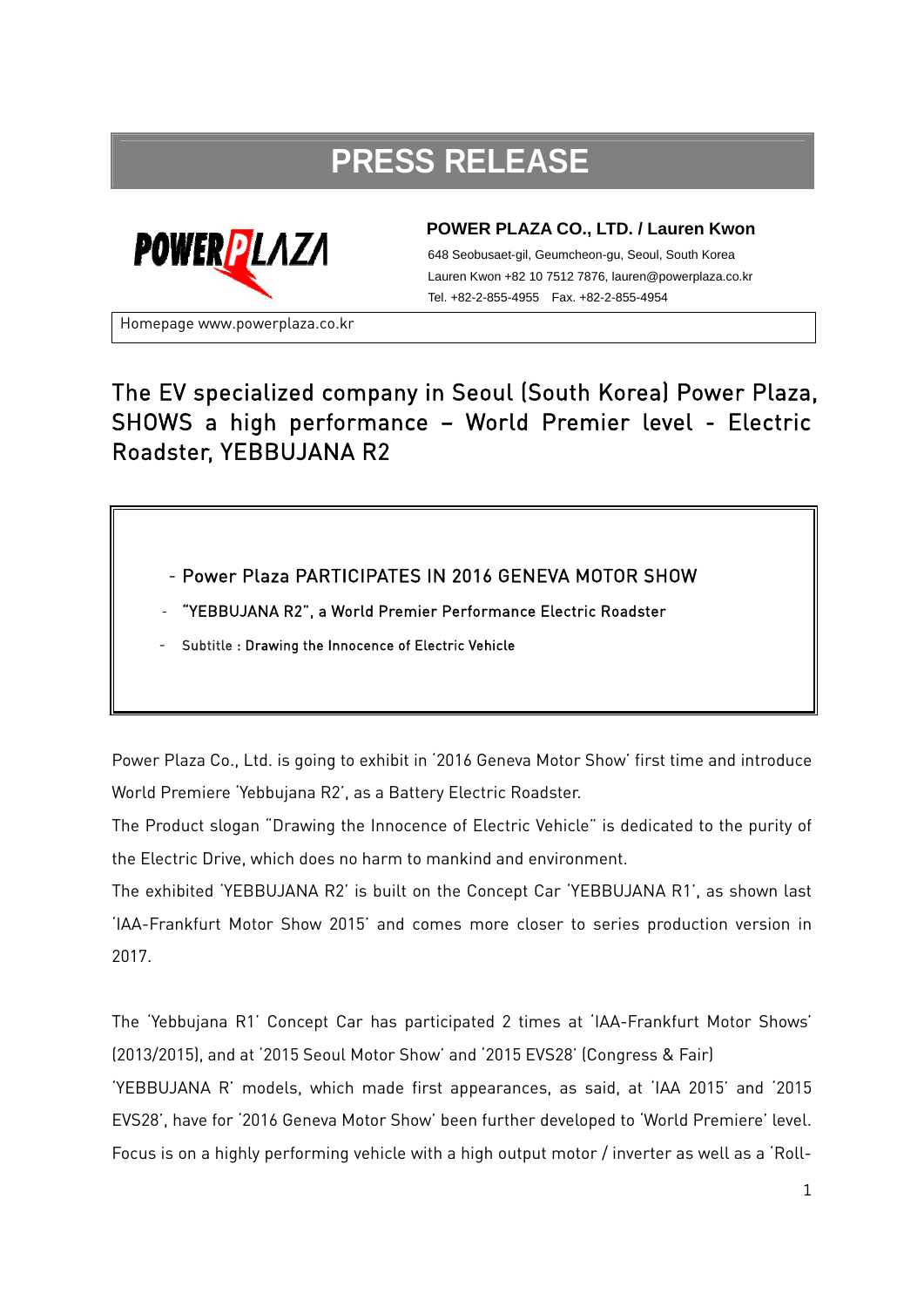# PRESS RELEASE

**POWER PLAZA CO., LTD. / Lauren Kwon**

648 Seobusaet-gil, Geumcheon-gu, Seoul, South Korea
Lauren Kwon +82 10 7512 7876, lauren@powerplaza.co.kr
Tel. +82-2-855-4955 Fax. +82-2-855-4954

Homepage www.powerplaza.co.kr

## The EV specialized company in Seoul (South Korea) Power Plaza, SHOWS a high performance – World Premier level - Electric Roadster, YEBBUJANA R2

- Power Plaza PARTICIPATES IN 2016 GENEVA MOTOR SHOW
- "YEBBUJANA R2", a World Premier Performance Electric Roadster
- Subtitle : Drawing the Innocence of Electric Vehicle

Power Plaza Co., Ltd. is going to exhibit in '2016 Geneva Motor Show' first time and introduce World Premiere 'Yebbujana R2', as a Battery Electric Roadster.

The Product slogan "Drawing the Innocence of Electric Vehicle" is dedicated to the purity of the Electric Drive, which does no harm to mankind and environment.

The exhibited 'YEBBUJANA R2' is built on the Concept Car 'YEBBUJANA R1', as shown last 'IAA-Frankfurt Motor Show 2015' and comes more closer to series production version in 2017.

The 'Yebbujana R1' Concept Car has participated 2 times at 'IAA-Frankfurt Motor Shows' (2013/2015), and at '2015 Seoul Motor Show' and '2015 EVS28' (Congress & Fair)

'YEBBUJANA R' models, which made first appearances, as said, at 'IAA 2015' and '2015 EVS28', have for '2016 Geneva Motor Show' been further developed to 'World Premiere' level. Focus is on a highly performing vehicle with a high output motor / inverter as well as a 'Roll-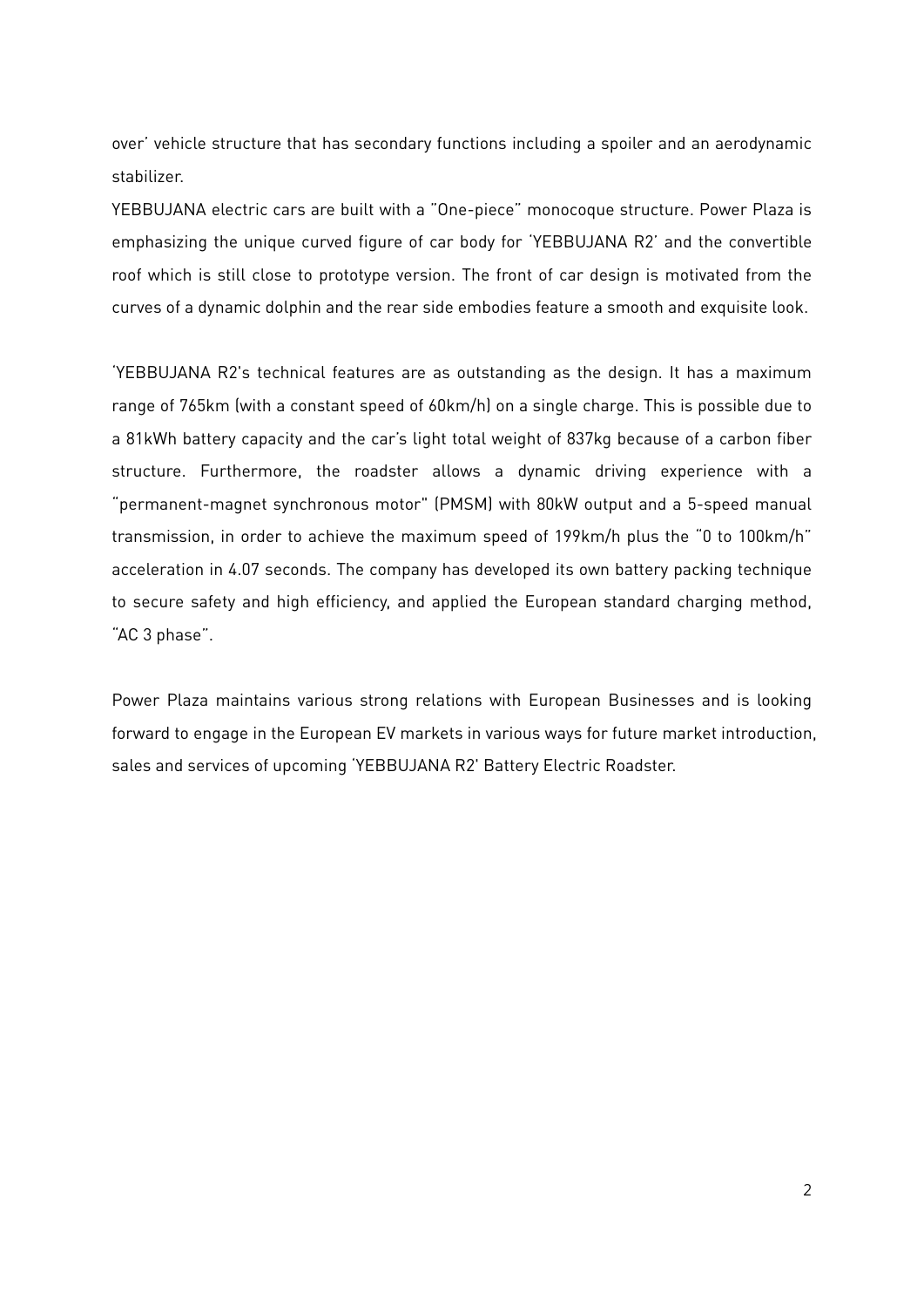over' vehicle structure that has secondary functions including a spoiler and an aerodynamic stabilizer.

YEBBUJANA electric cars are built with a "One-piece" monocoque structure. Power Plaza is emphasizing the unique curved figure of car body for 'YEBBUJANA R2' and the convertible roof which is still close to prototype version. The front of car design is motivated from the curves of a dynamic dolphin and the rear side embodies feature a smooth and exquisite look.

'YEBBUJANA R2's technical features are as outstanding as the design. It has a maximum range of 765km (with a constant speed of 60km/h) on a single charge. This is possible due to a 81kWh battery capacity and the car's light total weight of 837kg because of a carbon fiber structure. Furthermore, the roadster allows a dynamic driving experience with a "permanent-magnet synchronous motor" (PMSM) with 80kW output and a 5-speed manual transmission, in order to achieve the maximum speed of 199km/h plus the "0 to 100km/h" acceleration in 4.07 seconds. The company has developed its own battery packing technique to secure safety and high efficiency, and applied the European standard charging method, "AC 3 phase".

Power Plaza maintains various strong relations with European Businesses and is looking forward to engage in the European EV markets in various ways for future market introduction, sales and services of upcoming 'YEBBUJANA R2' Battery Electric Roadster.